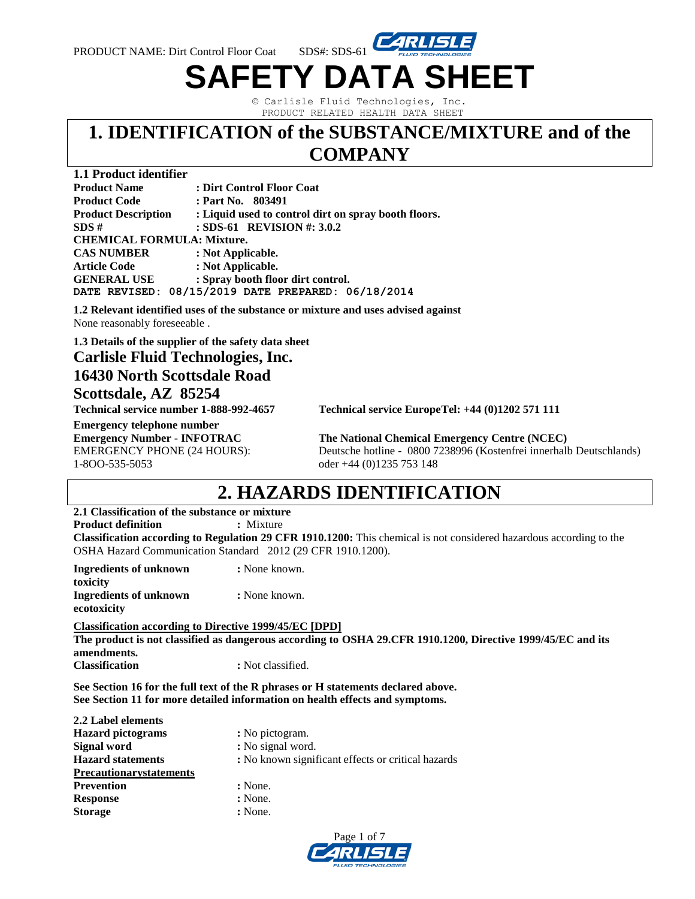PRODUCT NAME: Dirt Control Floor Coat SDS#: SDS-61

# SAFETY DATA SHEET

© Carlisle Fluid Technologies, Inc.
PRODUCT RELATED HEALTH DATA SHEET

## 1. IDENTIFICATION of the SUBSTANCE/MIXTURE and of the COMPANY

**1.1 Product identifier**

**Product Name** : **Dirt Control Floor Coat**
**Product Code** : **Part No. 803491**
**Product Description** : **Liquid used to control dirt on spray booth floors.**
**SDS #** : **SDS-61 REVISION #: 3.0.2**
**CHEMICAL FORMULA: Mixture.**
**CAS NUMBER** : **Not Applicable.**
**Article Code** : **Not Applicable.**
**GENERAL USE** : **Spray booth floor dirt control.**
**DATE REVISED: 08/15/2019 DATE PREPARED: 06/18/2014**

**1.2 Relevant identified uses of the substance or mixture and uses advised against**
None reasonably foreseeable .

**1.3 Details of the supplier of the safety data sheet**

**Carlisle Fluid Technologies, Inc.**
**16430 North Scottsdale Road**
**Scottsdale, AZ 85254**

**Technical service number 1-888-992-4657**
**Technical service EuropeTel: +44 (0)1202 571 111**

**Emergency telephone number**
**Emergency Number - INFOTRAC**
EMERGENCY PHONE (24 HOURS):
1-8OO-535-5053

**The National Chemical Emergency Centre (NCEC)**
Deutsche hotline - 0800 7238996 (Kostenfrei innerhalb Deutschlands) oder +44 (0)1235 753 148

## 2. HAZARDS IDENTIFICATION

**2.1 Classification of the substance or mixture**
**Product definition** : Mixture
**Classification according to Regulation 29 CFR 1910.1200:** This chemical is not considered hazardous according to the OSHA Hazard Communication Standard 2012 (29 CFR 1910.1200).

**Ingredients of unknown toxicity** : None known.
**Ingredients of unknown ecotoxicity** : None known.

**Classification according to Directive 1999/45/EC [DPD]**
**The product is not classified as dangerous according to OSHA 29.CFR 1910.1200, Directive 1999/45/EC and its amendments.**
**Classification** : Not classified.

**See Section 16 for the full text of the R phrases or H statements declared above.**
**See Section 11 for more detailed information on health effects and symptoms.**

**2.2 Label elements**
**Hazard pictograms** : No pictogram.
**Signal word** : No signal word.
**Hazard statements** : No known significant effects or critical hazards
**Precautionarystatements**
**Prevention** : None.
**Response** : None.
**Storage** : None.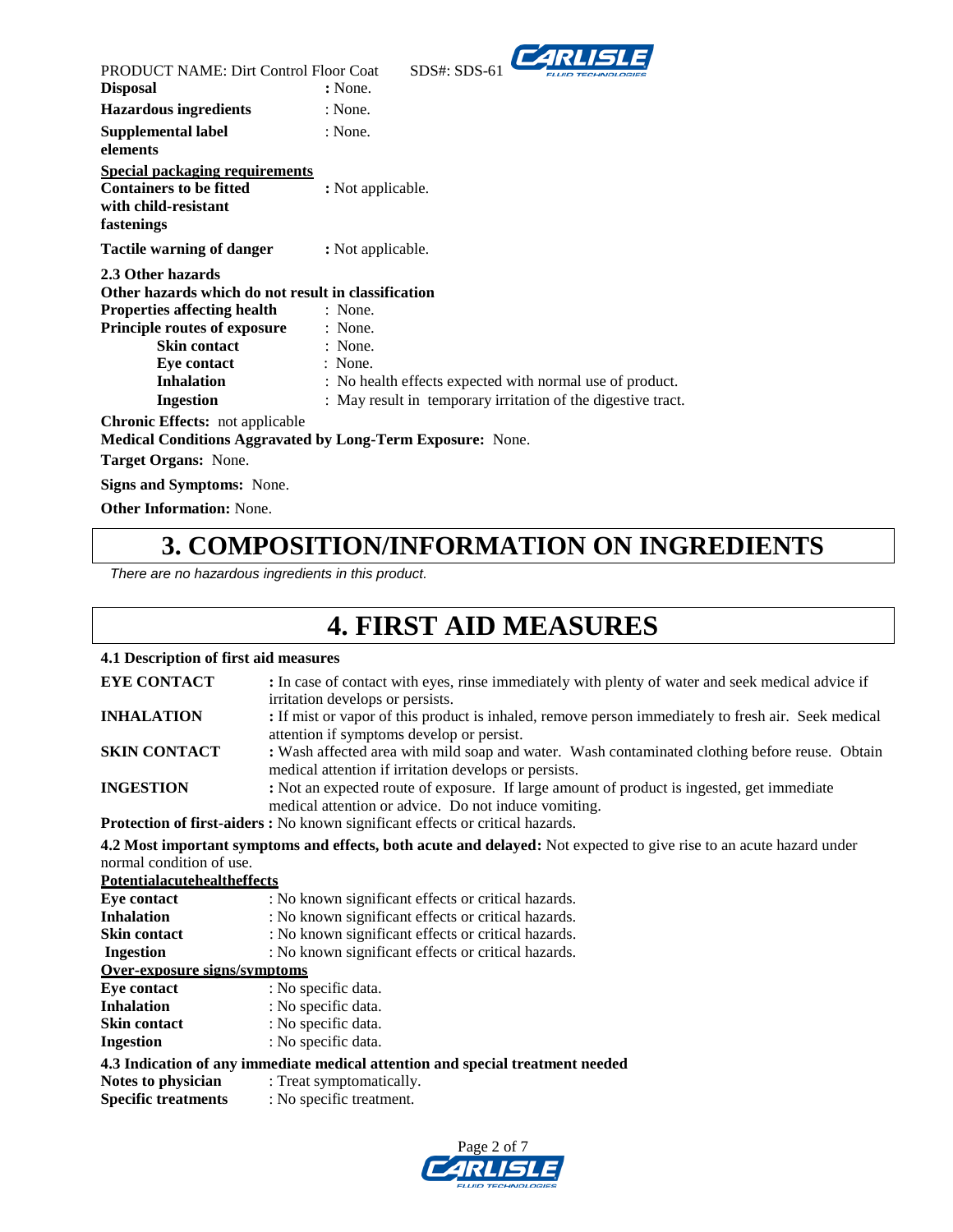**Disposal** : None.

**Hazardous ingredients** : None.

**Supplemental label elements** : None.

**Special packaging requirements**

**Containers to be fitted with child-resistant fastenings** : Not applicable.

**Tactile warning of danger** : Not applicable.

**2.3 Other hazards**

**Other hazards which do not result in classification**

**Properties affecting health** : None.

**Principle routes of exposure** : None.

- **Skin contact** : None.
- **Eye contact** : None.
- **Inhalation** : No health effects expected with normal use of product.
- **Ingestion** : May result in temporary irritation of the digestive tract.

**Chronic Effects:** not applicable

**Medical Conditions Aggravated by Long-Term Exposure:** None.

**Target Organs:** None.

**Signs and Symptoms:** None.

**Other Information:** None.

# 3. COMPOSITION/INFORMATION ON INGREDIENTS

*There are no hazardous ingredients in this product.*

# 4. FIRST AID MEASURES

**4.1 Description of first aid measures**

**EYE CONTACT** : In case of contact with eyes, rinse immediately with plenty of water and seek medical advice if irritation develops or persists.

**INHALATION** : If mist or vapor of this product is inhaled, remove person immediately to fresh air. Seek medical attention if symptoms develop or persist.

**SKIN CONTACT** : Wash affected area with mild soap and water. Wash contaminated clothing before reuse. Obtain medical attention if irritation develops or persists.

**INGESTION** : Not an expected route of exposure. If large amount of product is ingested, get immediate medical attention or advice. Do not induce vomiting.

**Protection of first-aiders :** No known significant effects or critical hazards.

**4.2 Most important symptoms and effects, both acute and delayed:** Not expected to give rise to an acute hazard under normal condition of use.

**Potentialacutehealtheffects**

**Eye contact** : No known significant effects or critical hazards.

**Inhalation** : No known significant effects or critical hazards.

**Skin contact** : No known significant effects or critical hazards.

**Ingestion** : No known significant effects or critical hazards.

**Over-exposure signs/symptoms**

**Eye contact** : No specific data.

**Inhalation** : No specific data.

**Skin contact** : No specific data.

**Ingestion** : No specific data.

**4.3 Indication of any immediate medical attention and special treatment needed**

**Notes to physician** : Treat symptomatically.

**Specific treatments** : No specific treatment.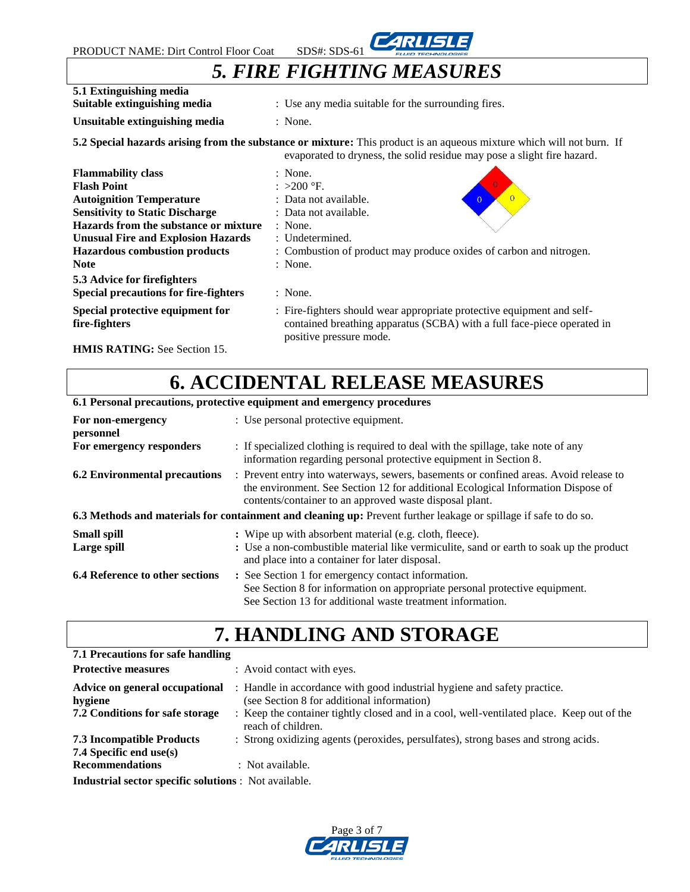# 5. FIRE FIGHTING MEASURES

**5.1 Extinguishing media**

| | |
|---|---|
| **Suitable extinguishing media** | : Use any media suitable for the surrounding fires. |
| **Unsuitable extinguishing media** | : None. |

**5.2 Special hazards arising from the substance or mixture:** This product is an aqueous mixture which will not burn. If evaporated to dryness, the solid residue may pose a slight fire hazard.

| | |
|---|---|
| **Flammability class** | : None. |
| **Flash Point** | : >200 °F. |
| **Autoignition Temperature** | : Data not available. |
| **Sensitivity to Static Discharge** | : Data not available. |
| **Hazards from the substance or mixture** | : None. |
| **Unusual Fire and Explosion Hazards** | : Undetermined. |
| **Hazardous combustion products** | : Combustion of product may produce oxides of carbon and nitrogen. |
| **Note** | : None. |

NFPA: Health 0, Flammability 0, Instability 0

**5.3 Advice for firefighters**

| | |
|---|---|
| **Special precautions for fire-fighters** | : None. |
| **Special protective equipment for fire-fighters** | : Fire-fighters should wear appropriate protective equipment and self-contained breathing apparatus (SCBA) with a full face-piece operated in positive pressure mode. |

**HMIS RATING:** See Section 15.

# 6. ACCIDENTAL RELEASE MEASURES

**6.1 Personal precautions, protective equipment and emergency procedures**

| | |
|---|---|
| **For non-emergency personnel** | : Use personal protective equipment. |
| **For emergency responders** | : If specialized clothing is required to deal with the spillage, take note of any information regarding personal protective equipment in Section 8. |
| **6.2 Environmental precautions** | : Prevent entry into waterways, sewers, basements or confined areas. Avoid release to the environment. See Section 12 for additional Ecological Information Dispose of contents/container to an approved waste disposal plant. |

**6.3 Methods and materials for containment and cleaning up:** Prevent further leakage or spillage if safe to do so.

| | |
|---|---|
| **Small spill** | **:** Wipe up with absorbent material (e.g. cloth, fleece). |
| **Large spill** | **:** Use a non-combustible material like vermiculite, sand or earth to soak up the product and place into a container for later disposal. |
| **6.4 Reference to other sections** | **:** See Section 1 for emergency contact information.<br>See Section 8 for information on appropriate personal protective equipment.<br>See Section 13 for additional waste treatment information. |

# 7. HANDLING AND STORAGE

**7.1 Precautions for safe handling**

| | |
|---|---|
| **Protective measures** | : Avoid contact with eyes. |
| **Advice on general occupational hygiene** | : Handle in accordance with good industrial hygiene and safety practice. (see Section 8 for additional information) |
| **7.2 Conditions for safe storage** | : Keep the container tightly closed and in a cool, well-ventilated place. Keep out of the reach of children. |
| **7.3 Incompatible Products** | : Strong oxidizing agents (peroxides, persulfates), strong bases and strong acids. |

**7.4 Specific end use(s)**

| | |
|---|---|
| **Recommendations** | : Not available. |

**Industrial sector specific solutions** : Not available.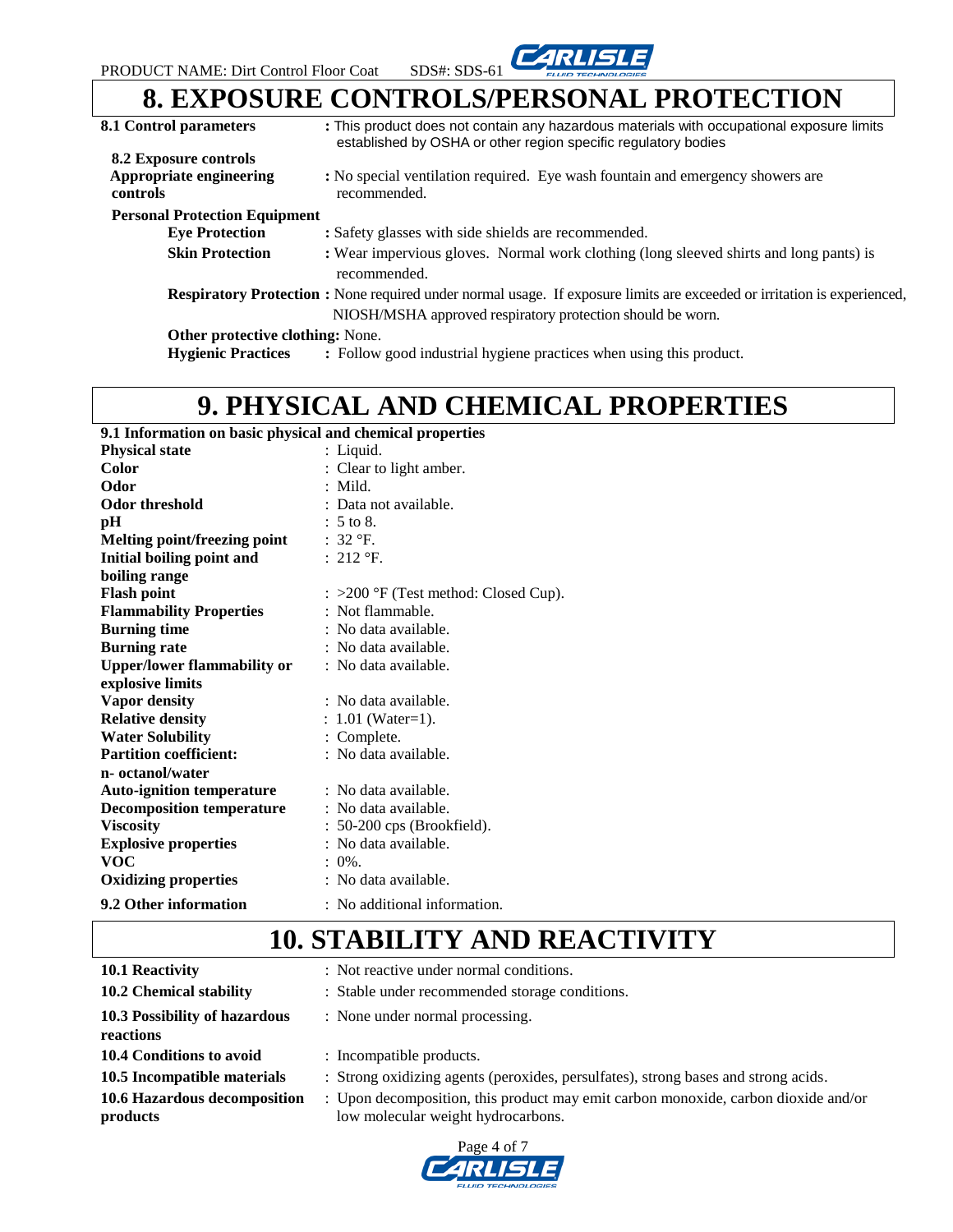# 8. EXPOSURE CONTROLS/PERSONAL PROTECTION

**8.1 Control parameters** : This product does not contain any hazardous materials with occupational exposure limits established by OSHA or other region specific regulatory bodies

**8.2 Exposure controls**

**Appropriate engineering controls** : No special ventilation required. Eye wash fountain and emergency showers are recommended.

**Personal Protection Equipment**

**Eye Protection** : Safety glasses with side shields are recommended.

**Skin Protection** : Wear impervious gloves. Normal work clothing (long sleeved shirts and long pants) is recommended.

**Respiratory Protection** : None required under normal usage. If exposure limits are exceeded or irritation is experienced, NIOSH/MSHA approved respiratory protection should be worn.

**Other protective clothing:** None.

**Hygienic Practices** : Follow good industrial hygiene practices when using this product.

# 9. PHYSICAL AND CHEMICAL PROPERTIES

**9.1 Information on basic physical and chemical properties**

| | |
|---|---|
| **Physical state** | : Liquid. |
| **Color** | : Clear to light amber. |
| **Odor** | : Mild. |
| **Odor threshold** | : Data not available. |
| **pH** | : 5 to 8. |
| **Melting point/freezing point** | : 32 °F. |
| **Initial boiling point and boiling range** | : 212 °F. |
| **Flash point** | : >200 °F (Test method: Closed Cup). |
| **Flammability Properties** | : Not flammable. |
| **Burning time** | : No data available. |
| **Burning rate** | : No data available. |
| **Upper/lower flammability or explosive limits** | : No data available. |
| **Vapor density** | : No data available. |
| **Relative density** | : 1.01 (Water=1). |
| **Water Solubility** | : Complete. |
| **Partition coefficient: n- octanol/water** | : No data available. |
| **Auto-ignition temperature** | : No data available. |
| **Decomposition temperature** | : No data available. |
| **Viscosity** | : 50-200 cps (Brookfield). |
| **Explosive properties** | : No data available. |
| **VOC** | : 0%. |
| **Oxidizing properties** | : No data available. |
| **9.2 Other information** | : No additional information. |

# 10. STABILITY AND REACTIVITY

| | |
|---|---|
| **10.1 Reactivity** | : Not reactive under normal conditions. |
| **10.2 Chemical stability** | : Stable under recommended storage conditions. |
| **10.3 Possibility of hazardous reactions** | : None under normal processing. |
| **10.4 Conditions to avoid** | : Incompatible products. |
| **10.5 Incompatible materials** | : Strong oxidizing agents (peroxides, persulfates), strong bases and strong acids. |
| **10.6 Hazardous decomposition products** | : Upon decomposition, this product may emit carbon monoxide, carbon dioxide and/or low molecular weight hydrocarbons. |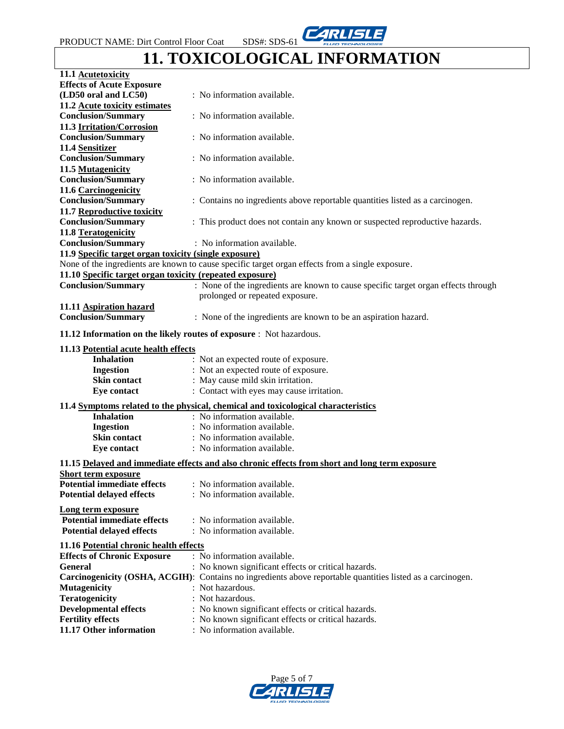# 11. TOXICOLOGICAL INFORMATION

**11.1 Acutetoxicity**

**Effects of Acute Exposure (LD50 oral and LC50)** : No information available.

**11.2 Acute toxicity estimates**

**Conclusion/Summary** : No information available.

**11.3 Irritation/Corrosion**

**Conclusion/Summary** : No information available.

**11.4 Sensitizer**

**Conclusion/Summary** : No information available.

**11.5 Mutagenicity**

**Conclusion/Summary** : No information available.

**11.6 Carcinogenicity**

**Conclusion/Summary** : Contains no ingredients above reportable quantities listed as a carcinogen.

**11.7 Reproductive toxicity**

**Conclusion/Summary** : This product does not contain any known or suspected reproductive hazards.

**11.8 Teratogenicity**

**Conclusion/Summary** : No information available.

**11.9 Specific target organ toxicity (single exposure)**

None of the ingredients are known to cause specific target organ effects from a single exposure.

**11.10 Specific target organ toxicity (repeated exposure)**

**Conclusion/Summary** : None of the ingredients are known to cause specific target organ effects through prolonged or repeated exposure.

**11.11 Aspiration hazard**

**Conclusion/Summary** : None of the ingredients are known to be an aspiration hazard.

**11.12 Information on the likely routes of exposure** : Not hazardous.

**11.13 Potential acute health effects**

- **Inhalation** : Not an expected route of exposure.
- **Ingestion** : Not an expected route of exposure.
- **Skin contact** : May cause mild skin irritation.
- **Eye contact** : Contact with eyes may cause irritation.

**11.4 Symptoms related to the physical, chemical and toxicological characteristics**

- **Inhalation** : No information available.
- **Ingestion** : No information available.
- **Skin contact** : No information available.
- **Eye contact** : No information available.

**11.15 Delayed and immediate effects and also chronic effects from short and long term exposure**

**Short term exposure**

**Potential immediate effects** : No information available.
**Potential delayed effects** : No information available.

**Long term exposure**

**Potential immediate effects** : No information available.
**Potential delayed effects** : No information available.

**11.16 Potential chronic health effects**

**Effects of Chronic Exposure** : No information available.
**General** : No known significant effects or critical hazards.
**Carcinogenicity (OSHA, ACGIH)**: Contains no ingredients above reportable quantities listed as a carcinogen.
**Mutagenicity** : Not hazardous.
**Teratogenicity** : Not hazardous.
**Developmental effects** : No known significant effects or critical hazards.
**Fertility effects** : No known significant effects or critical hazards.
**11.17 Other information** : No information available.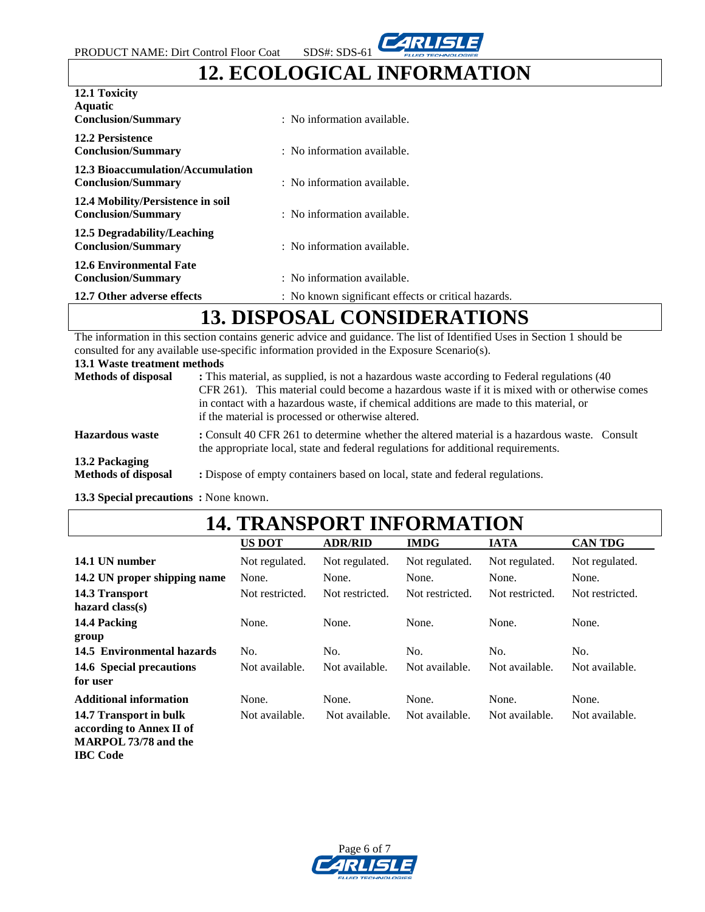# 12. ECOLOGICAL INFORMATION

**12.1 Toxicity**
**Aquatic**
**Conclusion/Summary** : No information available.

**12.2 Persistence**
**Conclusion/Summary** : No information available.

**12.3 Bioaccumulation/Accumulation**
**Conclusion/Summary** : No information available.

**12.4 Mobility/Persistence in soil**
**Conclusion/Summary** : No information available.

**12.5 Degradability/Leaching**
**Conclusion/Summary** : No information available.

**12.6 Environmental Fate**
**Conclusion/Summary** : No information available.

**12.7 Other adverse effects** : No known significant effects or critical hazards.

# 13. DISPOSAL CONSIDERATIONS

The information in this section contains generic advice and guidance. The list of Identified Uses in Section 1 should be consulted for any available use-specific information provided in the Exposure Scenario(s).

**13.1 Waste treatment methods**

**Methods of disposal** : This material, as supplied, is not a hazardous waste according to Federal regulations (40 CFR 261). This material could become a hazardous waste if it is mixed with or otherwise comes in contact with a hazardous waste, if chemical additions are made to this material, or if the material is processed or otherwise altered.

**Hazardous waste** : Consult 40 CFR 261 to determine whether the altered material is a hazardous waste. Consult the appropriate local, state and federal regulations for additional requirements.

**13.2 Packaging**
**Methods of disposal** : Dispose of empty containers based on local, state and federal regulations.

**13.3 Special precautions** : None known.

# 14. TRANSPORT INFORMATION

| | US DOT | ADR/RID | IMDG | IATA | CAN TDG |
|---|---|---|---|---|---|
| **14.1 UN number** | Not regulated. | Not regulated. | Not regulated. | Not regulated. | Not regulated. |
| **14.2 UN proper shipping name** | None. | None. | None. | None. | None. |
| **14.3 Transport hazard class(s)** | Not restricted. | Not restricted. | Not restricted. | Not restricted. | Not restricted. |
| **14.4 Packing group** | None. | None. | None. | None. | None. |
| **14.5 Environmental hazards** | No. | No. | No. | No. | No. |
| **14.6 Special precautions for user** | Not available. | Not available. | Not available. | Not available. | Not available. |
| **Additional information** | None. | None. | None. | None. | None. |
| **14.7 Transport in bulk according to Annex II of MARPOL 73/78 and the IBC Code** | Not available. | Not available. | Not available. | Not available. | Not available. |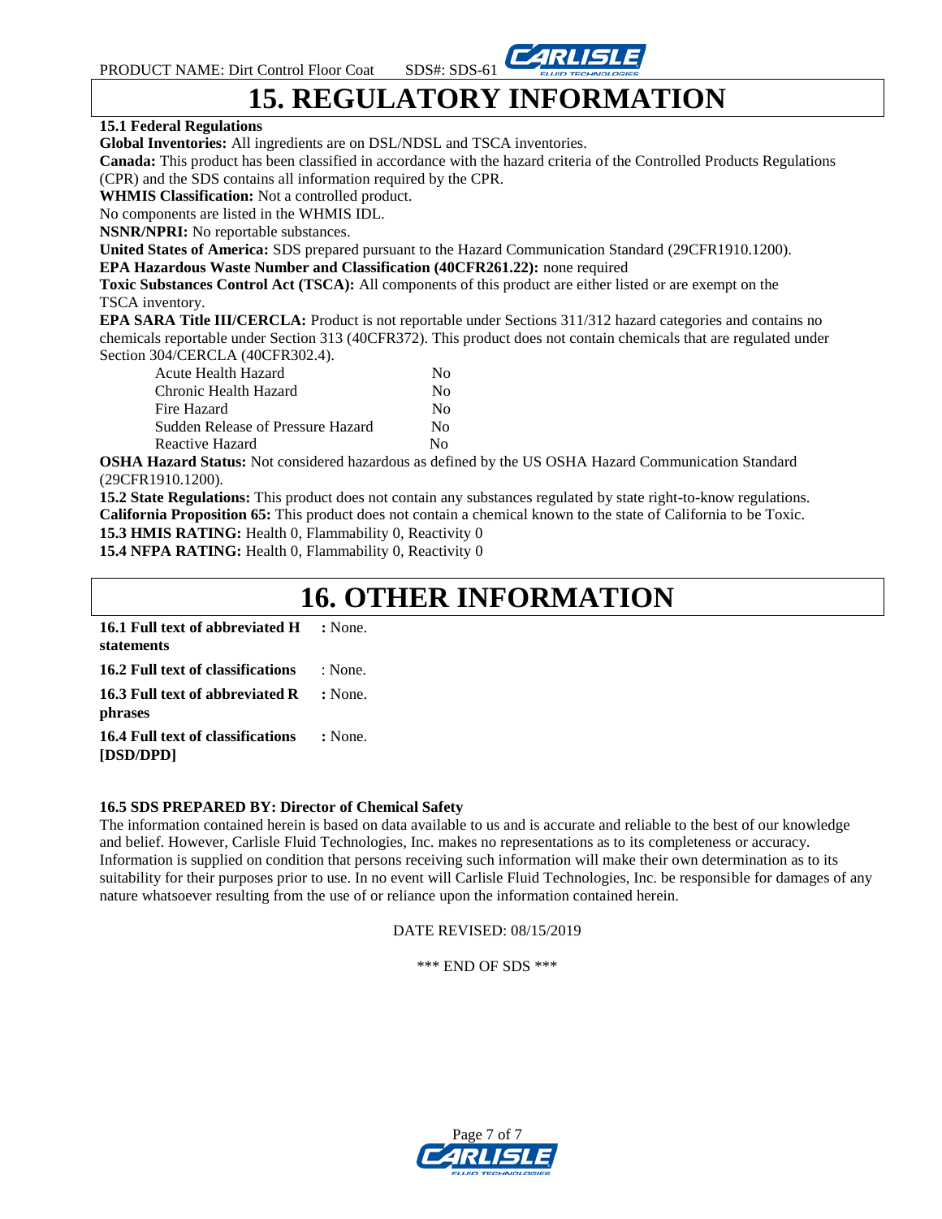# 15. REGULATORY INFORMATION

**15.1 Federal Regulations**

**Global Inventories:** All ingredients are on DSL/NDSL and TSCA inventories.

**Canada:** This product has been classified in accordance with the hazard criteria of the Controlled Products Regulations (CPR) and the SDS contains all information required by the CPR.

**WHMIS Classification:** Not a controlled product.

No components are listed in the WHMIS IDL.

**NSNR/NPRI:** No reportable substances.

**United States of America:** SDS prepared pursuant to the Hazard Communication Standard (29CFR1910.1200).

**EPA Hazardous Waste Number and Classification (40CFR261.22):** none required

**Toxic Substances Control Act (TSCA):** All components of this product are either listed or are exempt on the TSCA inventory.

**EPA SARA Title III/CERCLA:** Product is not reportable under Sections 311/312 hazard categories and contains no chemicals reportable under Section 313 (40CFR372). This product does not contain chemicals that are regulated under Section 304/CERCLA (40CFR302.4).

| | |
|---|---|
| Acute Health Hazard | No |
| Chronic Health Hazard | No |
| Fire Hazard | No |
| Sudden Release of Pressure Hazard | No |
| Reactive Hazard | No |

**OSHA Hazard Status:** Not considered hazardous as defined by the US OSHA Hazard Communication Standard (29CFR1910.1200).

**15.2 State Regulations:** This product does not contain any substances regulated by state right-to-know regulations.

**California Proposition 65:** This product does not contain a chemical known to the state of California to be Toxic.

**15.3 HMIS RATING:** Health 0, Flammability 0, Reactivity 0

**15.4 NFPA RATING:** Health 0, Flammability 0, Reactivity 0

# 16. OTHER INFORMATION

**16.1 Full text of abbreviated H statements** : None.

**16.2 Full text of classifications** : None.

**16.3 Full text of abbreviated R phrases** : None.

**16.4 Full text of classifications [DSD/DPD]** : None.

**16.5 SDS PREPARED BY: Director of Chemical Safety**

The information contained herein is based on data available to us and is accurate and reliable to the best of our knowledge and belief. However, Carlisle Fluid Technologies, Inc. makes no representations as to its completeness or accuracy. Information is supplied on condition that persons receiving such information will make their own determination as to its suitability for their purposes prior to use. In no event will Carlisle Fluid Technologies, Inc. be responsible for damages of any nature whatsoever resulting from the use of or reliance upon the information contained herein.

DATE REVISED: 08/15/2019

*** END OF SDS ***